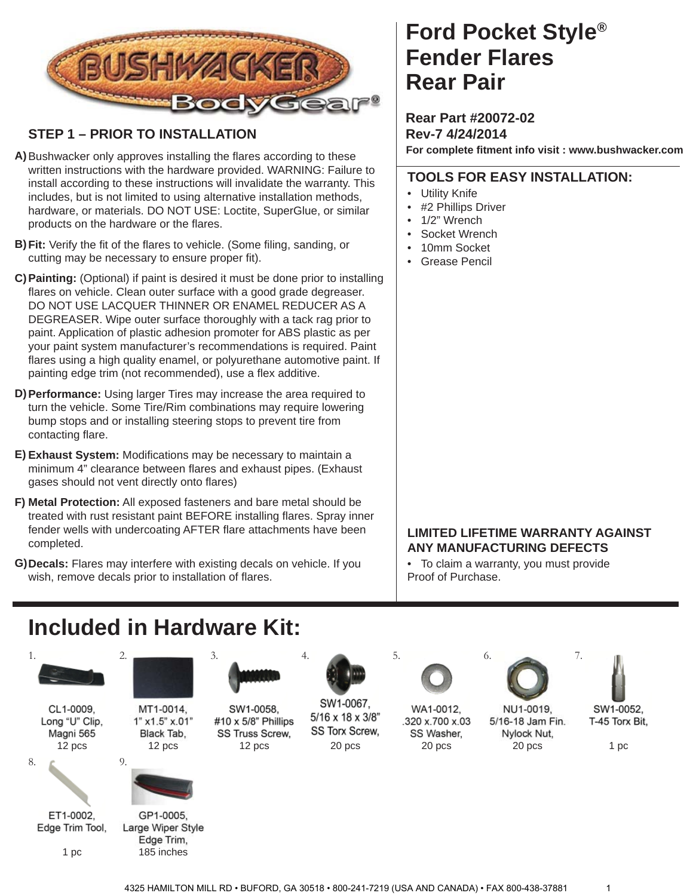# Ford Pocket Style® Fender Flares Rear Pair

**Rear Part #20072-02**
**Rev-7 4/24/2014**
**For complete fitment info visit : www.bushwacker.com**

## STEP 1 – PRIOR TO INSTALLATION

**A)** Bushwacker only approves installing the flares according to these written instructions with the hardware provided. WARNING: Failure to install according to these instructions will invalidate the warranty. This includes, but is not limited to using alternative installation methods, hardware, or materials. DO NOT USE: Loctite, SuperGlue, or similar products on the hardware or the flares.

**B)** **Fit:** Verify the fit of the flares to vehicle. (Some filing, sanding, or cutting may be necessary to ensure proper fit).

**C)** **Painting:** (Optional) if paint is desired it must be done prior to installing flares on vehicle. Clean outer surface with a good grade degreaser. DO NOT USE LACQUER THINNER OR ENAMEL REDUCER AS A DEGREASER. Wipe outer surface thoroughly with a tack rag prior to paint. Application of plastic adhesion promoter for ABS plastic as per your paint system manufacturer's recommendations is required. Paint flares using a high quality enamel, or polyurethane automotive paint. If painting edge trim (not recommended), use a flex additive.

**D)** **Performance:** Using larger Tires may increase the area required to turn the vehicle. Some Tire/Rim combinations may require lowering bump stops and or installing steering stops to prevent tire from contacting flare.

**E)** **Exhaust System:** Modifications may be necessary to maintain a minimum 4" clearance between flares and exhaust pipes. (Exhaust gases should not vent directly onto flares)

**F)** **Metal Protection:** All exposed fasteners and bare metal should be treated with rust resistant paint BEFORE installing flares. Spray inner fender wells with undercoating AFTER flare attachments have been completed.

**G)** **Decals:** Flares may interfere with existing decals on vehicle. If you wish, remove decals prior to installation of flares.

## TOOLS FOR EASY INSTALLATION:

- Utility Knife
- #2 Phillips Driver
- 1/2" Wrench
- Socket Wrench
- 10mm Socket
- Grease Pencil

## LIMITED LIFETIME WARRANTY AGAINST ANY MANUFACTURING DEFECTS

- To claim a warranty, you must provide Proof of Purchase.

# Included in Hardware Kit:

1. CL1-0009, Long "U" Clip, Magni 565 — 12 pcs
2. MT1-0014, 1" x1.5" x.01" Black Tab, — 12 pcs
3. SW1-0058, #10 x 5/8" Phillips SS Truss Screw, — 12 pcs
4. SW1-0067, 5/16 x 18 x 3/8" SS Torx Screw, — 20 pcs
5. WA1-0012, .320 x.700 x.03 SS Washer, — 20 pcs
6. NU1-0019, 5/16-18 Jam Fin. Nylock Nut, — 20 pcs
7. SW1-0052, T-45 Torx Bit, — 1 pc
8. ET1-0002, Edge Trim Tool, — 1 pc
9. GP1-0005, Large Wiper Style Edge Trim, — 185 inches

4325 HAMILTON MILL RD • BUFORD, GA 30518 • 800-241-7219 (USA AND CANADA) • FAX 800-438-37881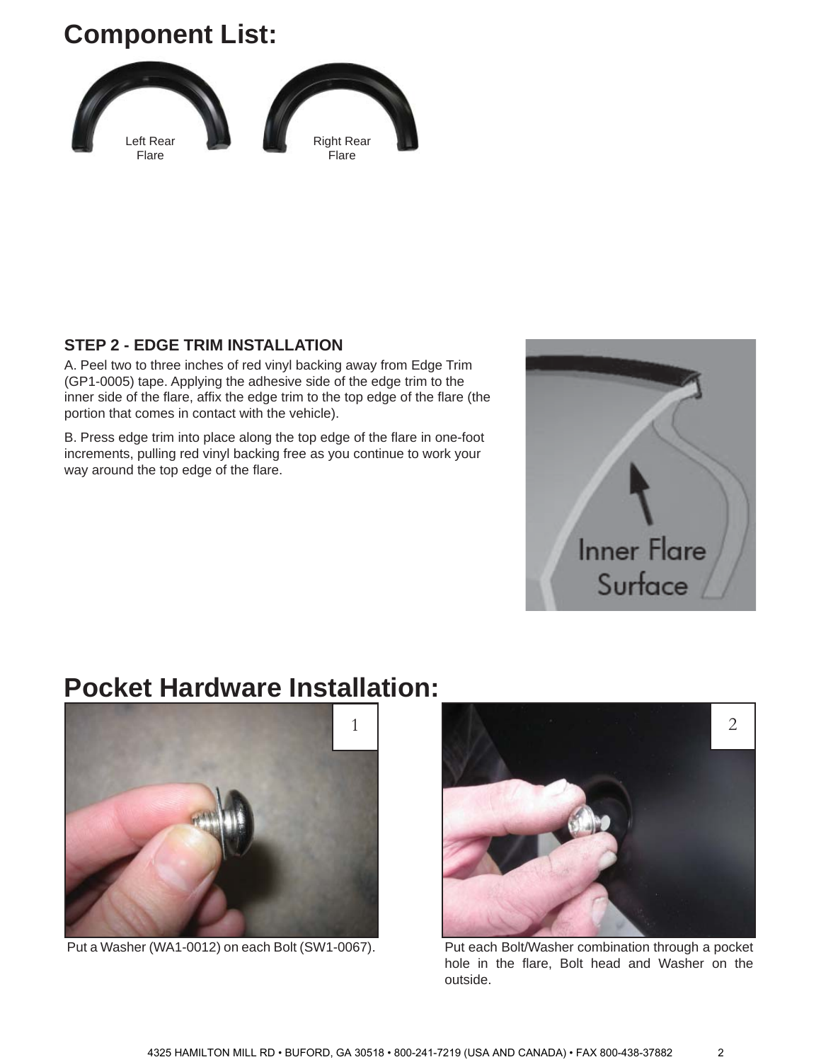# Component List:

Left Rear Flare

Right Rear Flare

### STEP 2 - EDGE TRIM INSTALLATION

A. Peel two to three inches of red vinyl backing away from Edge Trim (GP1-0005) tape. Applying the adhesive side of the edge trim to the inner side of the flare, affix the edge trim to the top edge of the flare (the portion that comes in contact with the vehicle).

B. Press edge trim into place along the top edge of the flare in one-foot increments, pulling red vinyl backing free as you continue to work your way around the top edge of the flare.

Inner Flare Surface

# Pocket Hardware Installation:

1

Put a Washer (WA1-0012) on each Bolt (SW1-0067).

2

Put each Bolt/Washer combination through a pocket hole in the flare, Bolt head and Washer on the outside.

4325 HAMILTON MILL RD • BUFORD, GA 30518 • 800-241-7219 (USA AND CANADA) • FAX 800-438-37882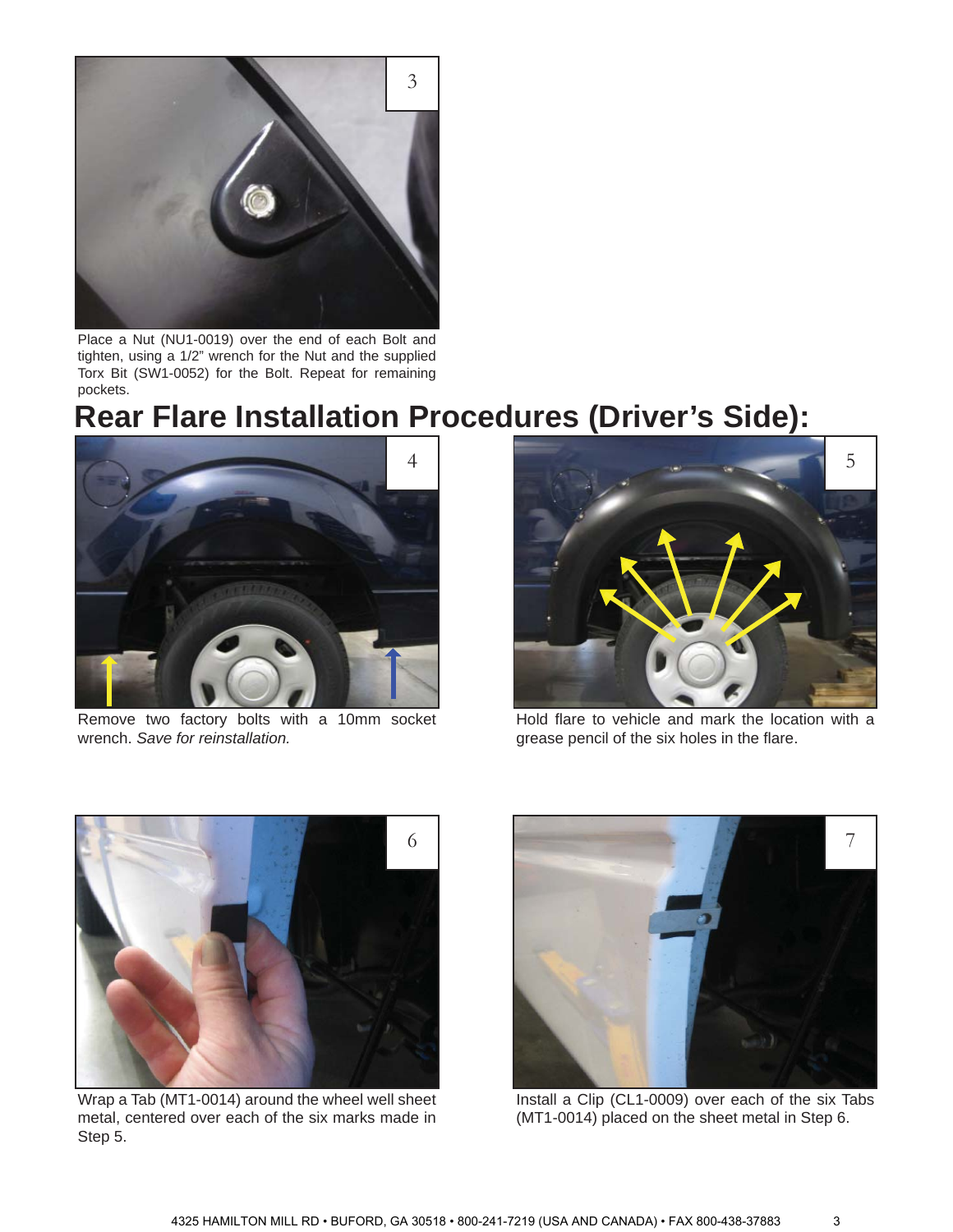3

Place a Nut (NU1-0019) over the end of each Bolt and tighten, using a 1/2" wrench for the Nut and the supplied Torx Bit (SW1-0052) for the Bolt. Repeat for remaining pockets.

# Rear Flare Installation Procedures (Driver's Side):

4

Remove two factory bolts with a 10mm socket wrench. *Save for reinstallation.*

5

Hold flare to vehicle and mark the location with a grease pencil of the six holes in the flare.

6

Wrap a Tab (MT1-0014) around the wheel well sheet metal, centered over each of the six marks made in Step 5.

7

Install a Clip (CL1-0009) over each of the six Tabs (MT1-0014) placed on the sheet metal in Step 6.

4325 HAMILTON MILL RD • BUFORD, GA 30518 • 800-241-7219 (USA AND CANADA) • FAX 800-438-37883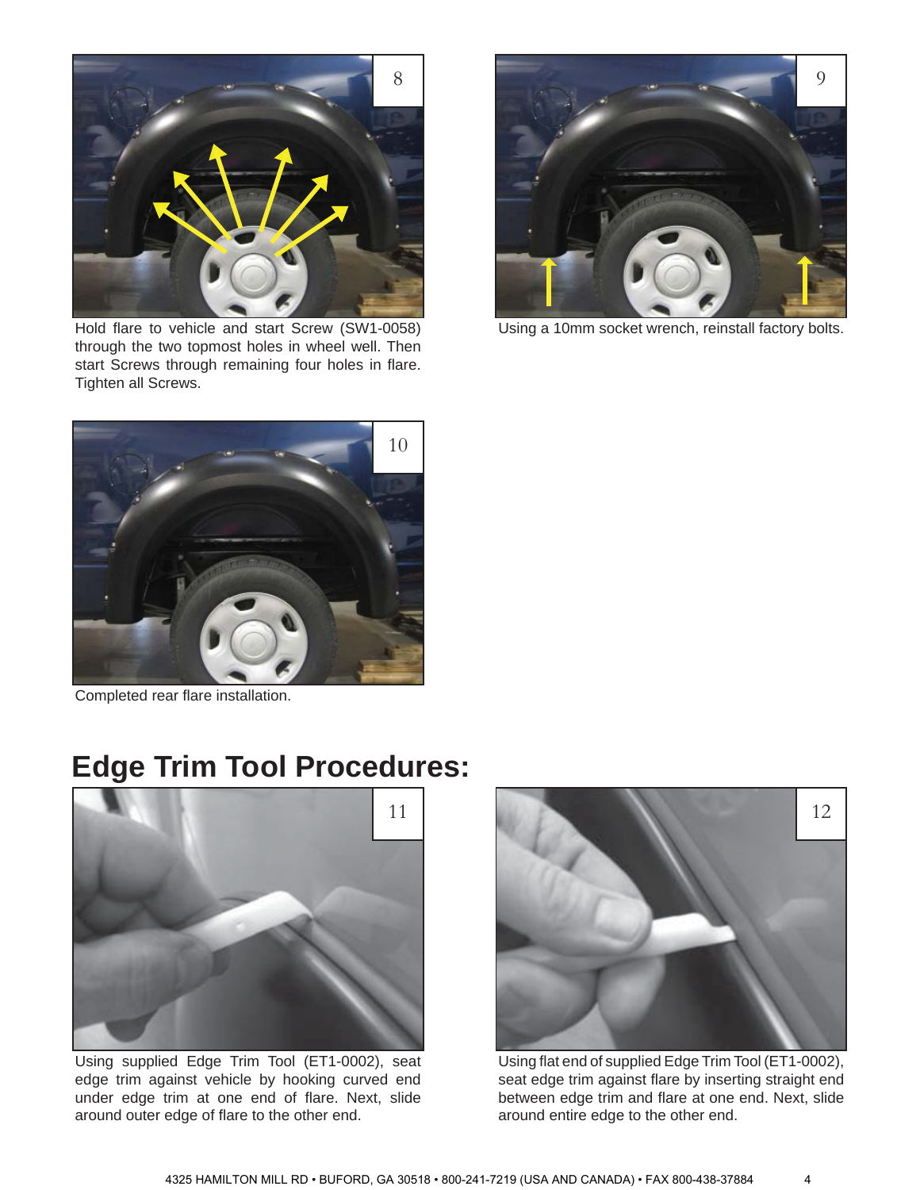8

Hold flare to vehicle and start Screw (SW1-0058) through the two topmost holes in wheel well. Then start Screws through remaining four holes in flare. Tighten all Screws.

9

Using a 10mm socket wrench, reinstall factory bolts.

10

Completed rear flare installation.

## Edge Trim Tool Procedures:

11

Using supplied Edge Trim Tool (ET1-0002), seat edge trim against vehicle by hooking curved end under edge trim at one end of flare. Next, slide around outer edge of flare to the other end.

12

Using flat end of supplied Edge Trim Tool (ET1-0002), seat edge trim against flare by inserting straight end between edge trim and flare at one end. Next, slide around entire edge to the other end.

4325 HAMILTON MILL RD • BUFORD, GA 30518 • 800-241-7219 (USA AND CANADA) • FAX 800-438-37884